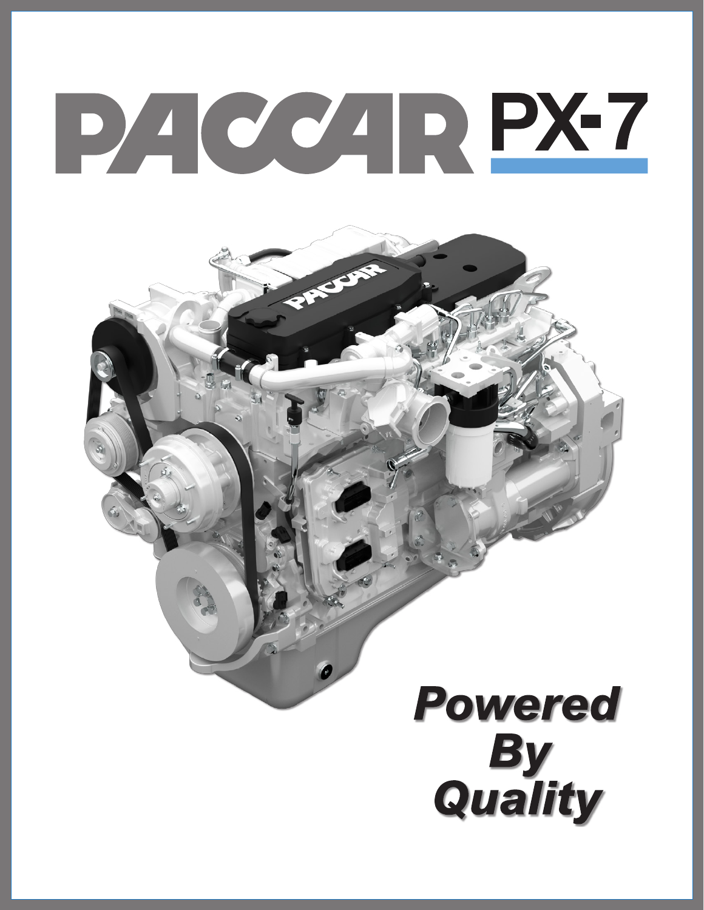# PACCAR PX-7

***Powered By Quality***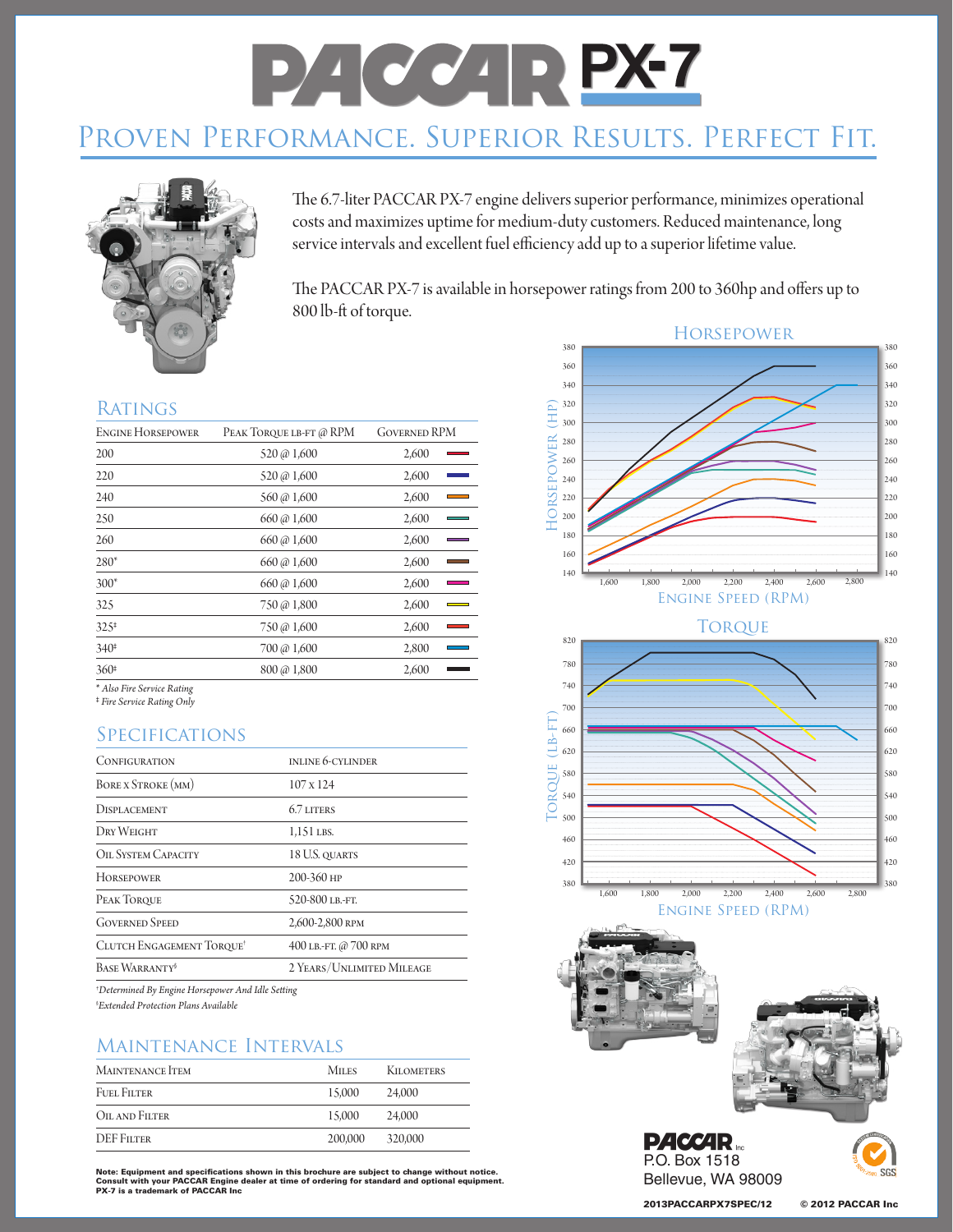# PACCAR PX-7

## Proven Performance. Superior Results. Perfect Fit.

The 6.7-liter PACCAR PX-7 engine delivers superior performance, minimizes operational costs and maximizes uptime for medium-duty customers. Reduced maintenance, long service intervals and excellent fuel efficiency add up to a superior lifetime value.

The PACCAR PX-7 is available in horsepower ratings from 200 to 360hp and offers up to 800 lb-ft of torque.

## Ratings

| Engine Horsepower | Peak Torque lb-ft @ RPM | Governed RPM |
|---|---|---|
| 200 | 520 @ 1,600 | 2,600 |
| 220 | 520 @ 1,600 | 2,600 |
| 240 | 560 @ 1,600 | 2,600 |
| 250 | 660 @ 1,600 | 2,600 |
| 260 | 660 @ 1,600 | 2,600 |
| 280* | 660 @ 1,600 | 2,600 |
| 300* | 660 @ 1,600 | 2,600 |
| 325 | 750 @ 1,800 | 2,600 |
| 325‡ | 750 @ 1,600 | 2,600 |
| 340‡ | 700 @ 1,600 | 2,800 |
| 360‡ | 800 @ 1,800 | 2,600 |

*\* Also Fire Service Rating*
*‡ Fire Service Rating Only*

## Horsepower

Horsepower (HP)

140
160
180
200
220
240
260
280
300
320
340
360
380

1,600
1,800
2,000
2,200
2,400
2,600
2,800

Engine Speed (RPM)

## Torque

Torque (LB-FT)

380
420
460
500
540
580
620
660
700
740
780
820

1,600
1,800
2,000
2,200
2,400
2,600
2,800

Engine Speed (RPM)

## Specifications

| | |
|---|---|
| Configuration | Inline 6-Cylinder |
| Bore x Stroke (mm) | 107 x 124 |
| Displacement | 6.7 Liters |
| Dry Weight | 1,151 lbs. |
| Oil System Capacity | 18 U.S. Quarts |
| Horsepower | 200-360 hp |
| Peak Torque | 520-800 lb.-ft. |
| Governed Speed | 2,600-2,800 rpm |
| Clutch Engagement Torque† | 400 lb.-ft. @ 700 rpm |
| Base Warranty§ | 2 Years/Unlimited Mileage |

*†Determined By Engine Horsepower And Idle Setting*
*§Extended Protection Plans Available*

## Maintenance Intervals

| Maintenance Item | Miles | Kilometers |
|---|---|---|
| Fuel Filter | 15,000 | 24,000 |
| Oil and Filter | 15,000 | 24,000 |
| DEF Filter | 200,000 | 320,000 |

**Note: Equipment and specifications shown in this brochure are subject to change without notice. Consult with your PACCAR Engine dealer at time of ordering for standard and optional equipment. PX-7 is a trademark of PACCAR Inc**

PACCAR Inc
P.O. Box 1518
Bellevue, WA 98009

2013PACCARPX7SPEC/12 © 2012 PACCAR Inc